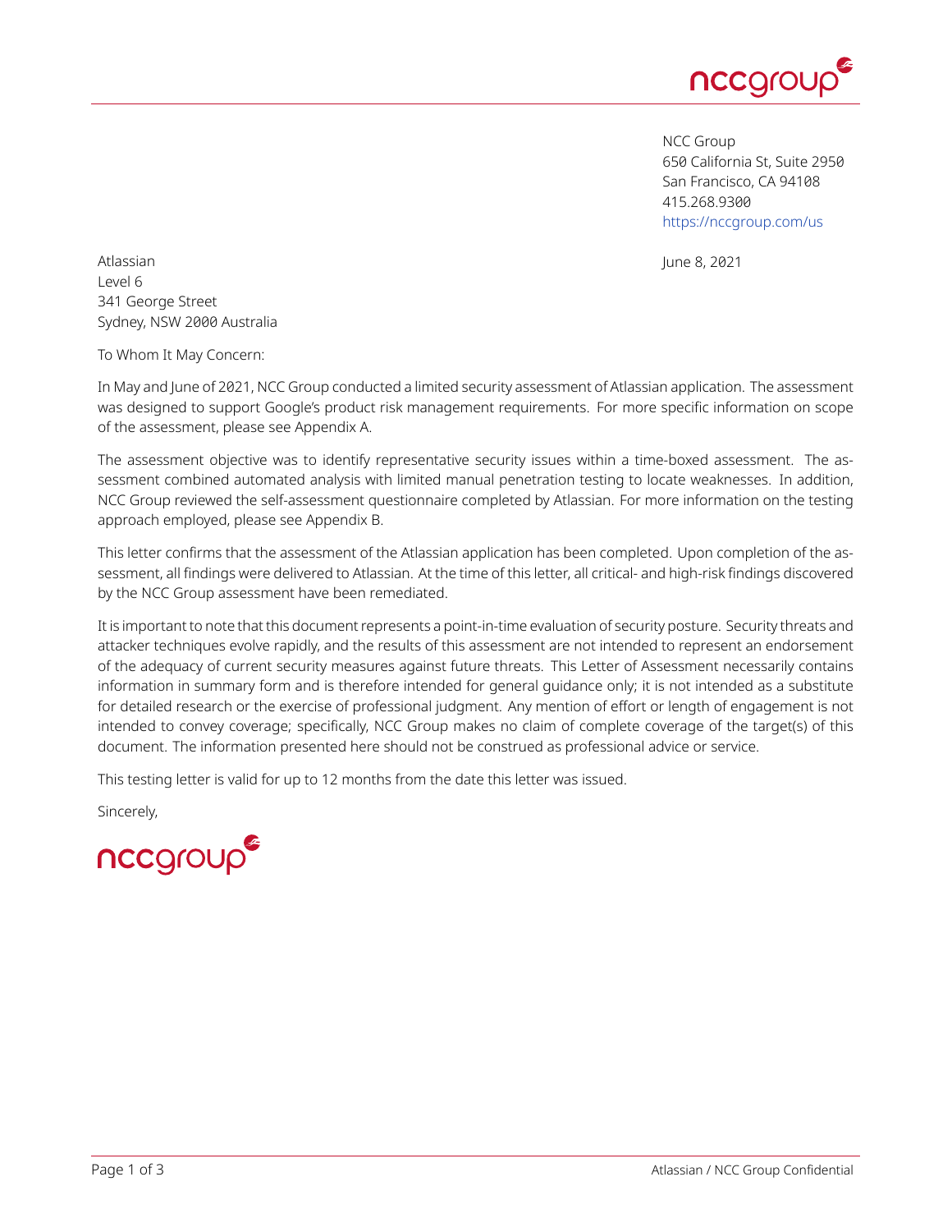NCC Group
650 California St, Suite 2950
San Francisco, CA 94108
415.268.9300
https://nccgroup.com/us

June 8, 2021

Atlassian
Level 6
341 George Street
Sydney, NSW 2000 Australia

To Whom It May Concern:

In May and June of 2021, NCC Group conducted a limited security assessment of Atlassian application. The assessment was designed to support Google's product risk management requirements. For more specific information on scope of the assessment, please see Appendix A.

The assessment objective was to identify representative security issues within a time-boxed assessment. The assessment combined automated analysis with limited manual penetration testing to locate weaknesses. In addition, NCC Group reviewed the self-assessment questionnaire completed by Atlassian. For more information on the testing approach employed, please see Appendix B.

This letter confirms that the assessment of the Atlassian application has been completed. Upon completion of the assessment, all findings were delivered to Atlassian. At the time of this letter, all critical- and high-risk findings discovered by the NCC Group assessment have been remediated.

It is important to note that this document represents a point-in-time evaluation of security posture. Security threats and attacker techniques evolve rapidly, and the results of this assessment are not intended to represent an endorsement of the adequacy of current security measures against future threats. This Letter of Assessment necessarily contains information in summary form and is therefore intended for general guidance only; it is not intended as a substitute for detailed research or the exercise of professional judgment. Any mention of effort or length of engagement is not intended to convey coverage; specifically, NCC Group makes no claim of complete coverage of the target(s) of this document. The information presented here should not be construed as professional advice or service.

This testing letter is valid for up to 12 months from the date this letter was issued.

Sincerely,

nccgroup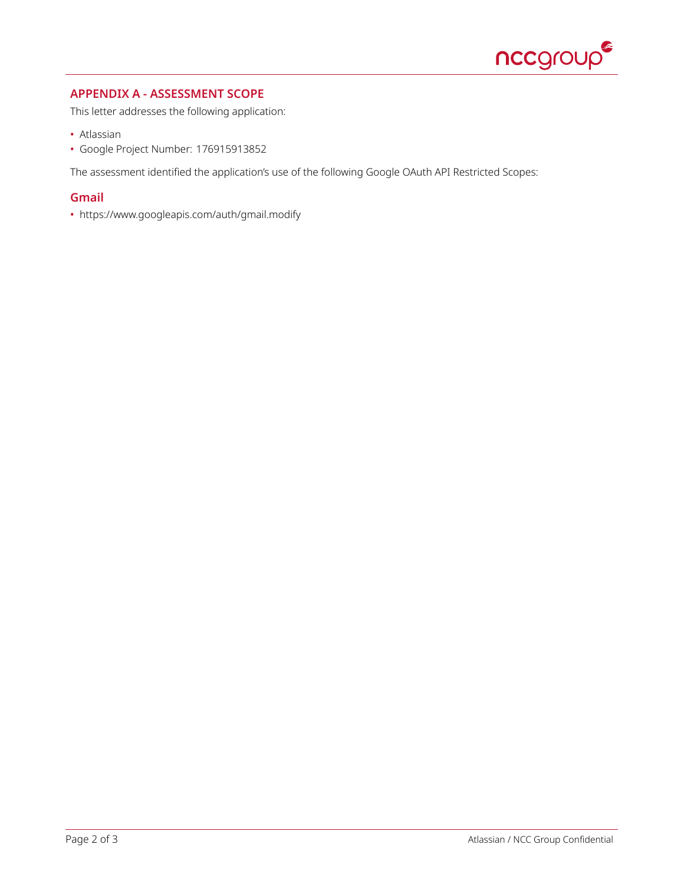## APPENDIX A - ASSESSMENT SCOPE

This letter addresses the following application:

- Atlassian
- Google Project Number: 176915913852

The assessment identified the application's use of the following Google OAuth API Restricted Scopes:

### Gmail

- https://www.googleapis.com/auth/gmail.modify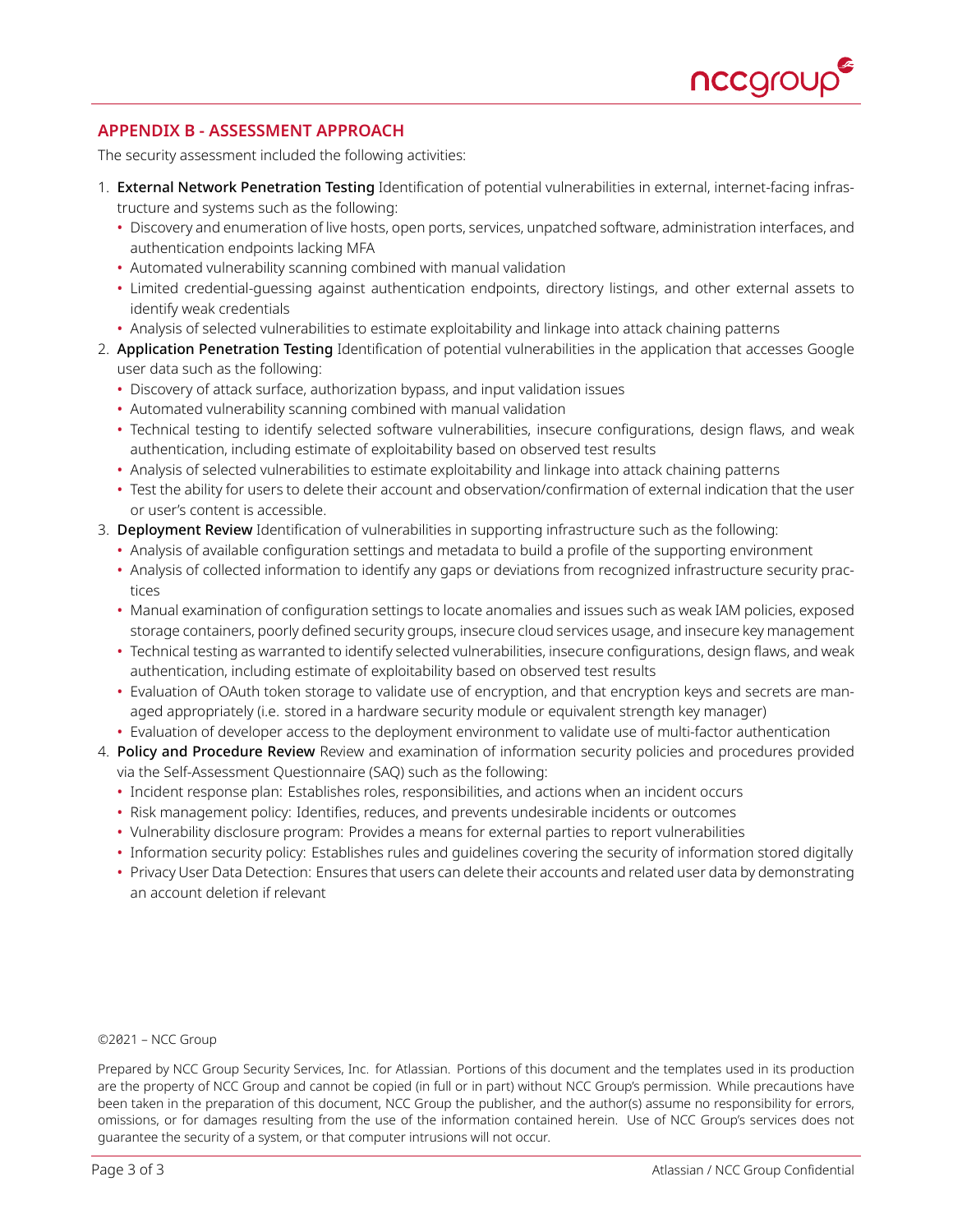## APPENDIX B - ASSESSMENT APPROACH

The security assessment included the following activities:

1. **External Network Penetration Testing** Identification of potential vulnerabilities in external, internet-facing infrastructure and systems such as the following:
   - Discovery and enumeration of live hosts, open ports, services, unpatched software, administration interfaces, and authentication endpoints lacking MFA
   - Automated vulnerability scanning combined with manual validation
   - Limited credential-guessing against authentication endpoints, directory listings, and other external assets to identify weak credentials
   - Analysis of selected vulnerabilities to estimate exploitability and linkage into attack chaining patterns
2. **Application Penetration Testing** Identification of potential vulnerabilities in the application that accesses Google user data such as the following:
   - Discovery of attack surface, authorization bypass, and input validation issues
   - Automated vulnerability scanning combined with manual validation
   - Technical testing to identify selected software vulnerabilities, insecure configurations, design flaws, and weak authentication, including estimate of exploitability based on observed test results
   - Analysis of selected vulnerabilities to estimate exploitability and linkage into attack chaining patterns
   - Test the ability for users to delete their account and observation/confirmation of external indication that the user or user's content is accessible.
3. **Deployment Review** Identification of vulnerabilities in supporting infrastructure such as the following:
   - Analysis of available configuration settings and metadata to build a profile of the supporting environment
   - Analysis of collected information to identify any gaps or deviations from recognized infrastructure security practices
   - Manual examination of configuration settings to locate anomalies and issues such as weak IAM policies, exposed storage containers, poorly defined security groups, insecure cloud services usage, and insecure key management
   - Technical testing as warranted to identify selected vulnerabilities, insecure configurations, design flaws, and weak authentication, including estimate of exploitability based on observed test results
   - Evaluation of OAuth token storage to validate use of encryption, and that encryption keys and secrets are managed appropriately (i.e. stored in a hardware security module or equivalent strength key manager)
   - Evaluation of developer access to the deployment environment to validate use of multi-factor authentication
4. **Policy and Procedure Review** Review and examination of information security policies and procedures provided via the Self-Assessment Questionnaire (SAQ) such as the following:
   - Incident response plan: Establishes roles, responsibilities, and actions when an incident occurs
   - Risk management policy: Identifies, reduces, and prevents undesirable incidents or outcomes
   - Vulnerability disclosure program: Provides a means for external parties to report vulnerabilities
   - Information security policy: Establishes rules and guidelines covering the security of information stored digitally
   - Privacy User Data Detection: Ensures that users can delete their accounts and related user data by demonstrating an account deletion if relevant

©2021 – NCC Group

Prepared by NCC Group Security Services, Inc. for Atlassian. Portions of this document and the templates used in its production are the property of NCC Group and cannot be copied (in full or in part) without NCC Group's permission. While precautions have been taken in the preparation of this document, NCC Group the publisher, and the author(s) assume no responsibility for errors, omissions, or for damages resulting from the use of the information contained herein. Use of NCC Group's services does not guarantee the security of a system, or that computer intrusions will not occur.